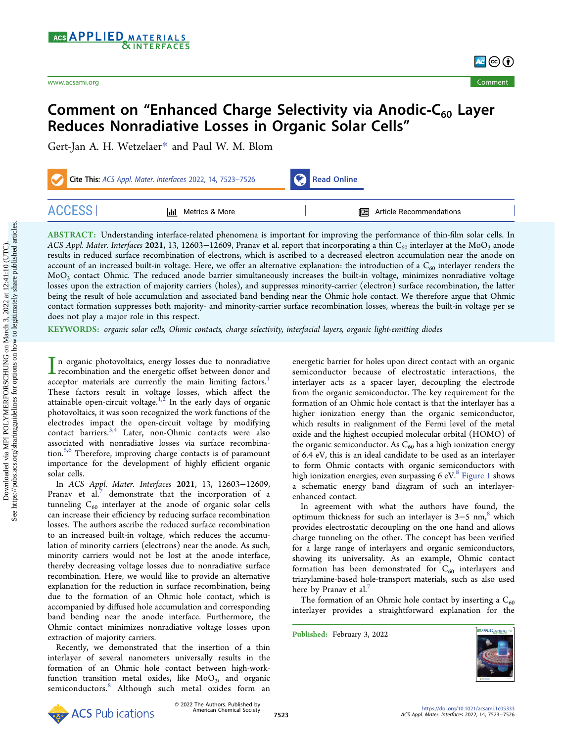# Comment on "Enhanced Charge Selectivity via Anodic-$C_{60}$ Layer Reduces Nonradiative Losses in Organic Solar Cells"

Gert-Jan A. H. Wetzelaer* and Paul W. M. Blom

**ABSTRACT:** Understanding interface-related phenomena is important for improving the performance of thin-film solar cells. In *ACS Appl. Mater. Interfaces* **2021**, 13, 12603−12609, Pranav et al. report that incorporating a thin $C_{60}$ interlayer at the $MoO_3$ anode results in reduced surface recombination of electrons, which is ascribed to a decreased electron accumulation near the anode on account of an increased built-in voltage. Here, we offer an alternative explanation: the introduction of a $C_{60}$ interlayer renders the $MoO_3$ contact Ohmic. The reduced anode barrier simultaneously increases the built-in voltage, minimizes nonradiative voltage losses upon the extraction of majority carriers (holes), and suppresses minority-carrier (electron) surface recombination, the latter being the result of hole accumulation and associated band bending near the Ohmic hole contact. We therefore argue that Ohmic contact formation suppresses both majority- and minority-carrier surface recombination losses, whereas the built-in voltage per se does not play a major role in this respect.

**KEYWORDS:** *organic solar cells, Ohmic contacts, charge selectivity, interfacial layers, organic light-emitting diodes*

In organic photovoltaics, energy losses due to nonradiative recombination and the energetic offset between donor and acceptor materials are currently the main limiting factors.[1] These factors result in voltage losses, which affect the attainable open-circuit voltage.[1,2] In the early days of organic photovoltaics, it was soon recognized the work functions of the electrodes impact the open-circuit voltage by modifying contact barriers.[3,4] Later, non-Ohmic contacts were also associated with nonradiative losses via surface recombination.[5,6] Therefore, improving charge contacts is of paramount importance for the development of highly efficient organic solar cells.

In *ACS Appl. Mater. Interfaces* **2021**, 13, 12603−12609, Pranav et al.[7] demonstrate that the incorporation of a tunneling $C_{60}$ interlayer at the anode of organic solar cells can increase their efficiency by reducing surface recombination losses. The authors ascribe the reduced surface recombination to an increased built-in voltage, which reduces the accumulation of minority carriers (electrons) near the anode. As such, minority carriers would not be lost at the anode interface, thereby decreasing voltage losses due to nonradiative surface recombination. Here, we would like to provide an alternative explanation for the reduction in surface recombination, being due to the formation of an Ohmic hole contact, which is accompanied by diffused hole accumulation and corresponding band bending near the anode interface. Furthermore, the Ohmic contact minimizes nonradiative voltage losses upon extraction of majority carriers.

Recently, we demonstrated that the insertion of a thin interlayer of several nanometers universally results in the formation of an Ohmic hole contact between high-work-function transition metal oxides, like $MoO_3$, and organic semiconductors.[8] Although such metal oxides form an energetic barrier for holes upon direct contact with an organic semiconductor because of electrostatic interactions, the interlayer acts as a spacer layer, decoupling the electrode from the organic semiconductor. The key requirement for the formation of an Ohmic hole contact is that the interlayer has a higher ionization energy than the organic semiconductor, which results in realignment of the Fermi level of the metal oxide and the highest occupied molecular orbital (HOMO) of the organic semiconductor. As $C_{60}$ has a high ionization energy of 6.4 eV, this is an ideal candidate to be used as an interlayer to form Ohmic contacts with organic semiconductors with high ionization energies, even surpassing 6 eV.[8] Figure 1 shows a schematic band diagram of such an interlayer-enhanced contact.

In agreement with what the authors have found, the optimum thickness for such an interlayer is 3−5 nm,[8] which provides electrostatic decoupling on the one hand and allows charge tunneling on the other. The concept has been verified for a large range of interlayers and organic semiconductors, showing its universality. As an example, Ohmic contact formation has been demonstrated for $C_{60}$ interlayers and triarylamine-based hole-transport materials, such as also used here by Pranav et al.[7]

The formation of an Ohmic hole contact by inserting a $C_{60}$ interlayer provides a straightforward explanation for the

**Published:** February 3, 2022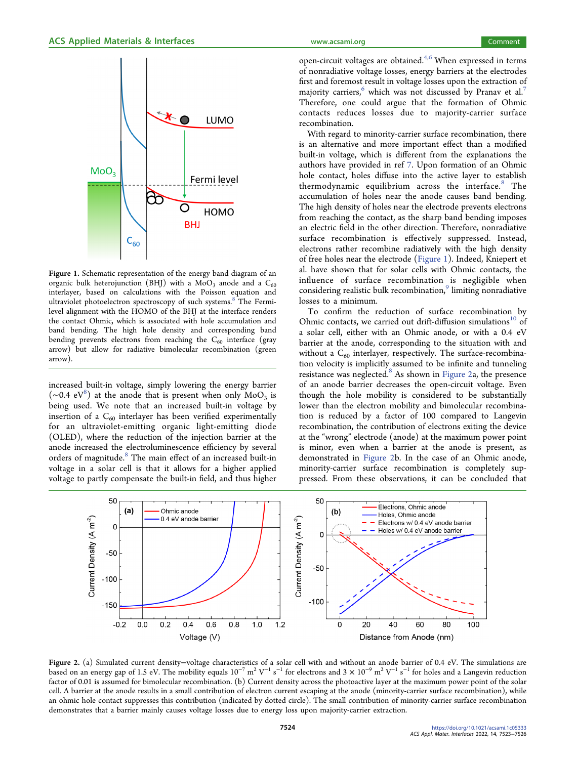increased built-in voltage, simply lowering the energy barrier (~0.4 eV[8]) at the anode that is present when only $MoO_3$ is being used. We note that an increased built-in voltage by insertion of a $C_{60}$ interlayer has been verified experimentally for an ultraviolet photoelectron spectroscopy of such systems.[8] The Fermi-level alignment with the HOMO of the BHJ at the interface renders the contact Ohmic, which is associated with hole accumulation and band bending. The high hole density and corresponding band bending prevents electrons from reaching the $C_{60}$ interface (gray arrow) but allow for radiative bimolecular recombination (green arrow).

Figure 1. Schematic representation of the energy band diagram of an organic bulk heterojunction (BHJ) with a $MoO_3$ anode and a $C_{60}$ interlayer, based on calculations with the Poisson equation and ultraviolet photoelectron spectroscopy of such systems.[8] The Fermi-level alignment with the HOMO of the BHJ at the interface renders the contact Ohmic, which is associated with hole accumulation and band bending. The high hole density and corresponding band bending prevents electrons from reaching the $C_{60}$ interface (gray arrow) but allow for radiative bimolecular recombination (green arrow).

increased built-in voltage, simply lowering the energy barrier (~0.4 eV[8]) at the anode that is present when only $MoO_3$ is being used. We note that an increased built-in voltage by insertion of a $C_{60}$ interlayer has been verified experimentally for an ultraviolet photoelectron spectroscopy of such systems.

Figure 1. Schematic representation of the energy band diagram of an organic bulk heterojunction (BHJ) with a $MoO_3$ anode and a $C_{60}$ interlayer, based on calculations with the Poisson equation and ultraviolet photoelectron spectroscopy of such systems.[8] The Fermi-level alignment with the HOMO of the BHJ at the interface renders the contact Ohmic, which is associated with hole accumulation and band bending. The high hole density and corresponding band bending prevents electrons from reaching the $C_{60}$ interface (gray arrow) but allow for radiative bimolecular recombination (green arrow).

increased built-in voltage, simply lowering the energy barrier (~0.4 eV[8]) at the anode that is present when only $MoO_3$ is being used. We note that an increased built-in voltage by insertion of a $C_{60}$ interlayer has been verified experimentally for an ultraviolet photoelectron spectroscopy of such systems.[8] The main effect of an increased built-in voltage in a solar cell is that it allows for a higher applied voltage to partly compensate the built-in field, and thus higher open-circuit voltages are obtained.[4,6] When expressed in terms of nonradiative voltage losses, energy barriers at the electrodes first and foremost result in voltage losses upon the extraction of majority carriers,[6] which was not discussed by Pranav et al.[7] Therefore, one could argue that the formation of Ohmic contacts reduces losses due to majority-carrier surface recombination.

With regard to minority-carrier surface recombination, there is an alternative and more important effect than a modified built-in voltage, which is different from the explanations the authors have provided in ref 7. Upon formation of an Ohmic hole contact, holes diffuse into the active layer to establish thermodynamic equilibrium across the interface.[8] The accumulation of holes near the anode causes band bending. The high density of holes near the electrode prevents electrons from reaching the contact, as the sharp band bending imposes an electric field in the other direction. Therefore, nonradiative surface recombination is effectively suppressed. Instead, electrons rather recombine radiatively with the high density of free holes near the electrode (Figure 1). Indeed, Kniepert et al. have shown that for solar cells with Ohmic contacts, the influence of surface recombination is negligible when considering realistic bulk recombination,[9] limiting nonradiative losses to a minimum.

To confirm the reduction of surface recombination by Ohmic contacts, we carried out drift-diffusion simulations[10] of a solar cell, either with an Ohmic anode, or with a 0.4 eV barrier at the anode, corresponding to the situation with and without a $C_{60}$ interlayer, respectively. The surface-recombination velocity is implicitly assumed to be infinite and tunneling resistance was neglected.[8] As shown in Figure 2a, the presence of an anode barrier decreases the open-circuit voltage. Even though the hole mobility is considered to be substantially lower than the electron mobility and bimolecular recombination is reduced by a factor of 100 compared to Langevin recombination, the contribution of electrons exiting the device at the "wrong" electrode (anode) at the maximum power point is minor, even when a barrier at the anode is present, as demonstrated in Figure 2b. In the case of an Ohmic anode, minority-carrier surface recombination is completely suppressed. From these observations, it can be concluded that

Figure 2. (a) Simulated current density−voltage characteristics of a solar cell with and without an anode barrier of 0.4 eV. The simulations are based on an energy gap of 1.5 eV. The mobility equals $10^{-7}$ $m^2$ $V^{-1}$ $s^{-1}$ for electrons and $3 \times 10^{-9}$ $m^2$ $V^{-1}$ $s^{-1}$ for holes and a Langevin reduction factor of 0.01 is assumed for bimolecular recombination. (b) Current density across the photoactive layer at the maximum power point of the solar cell. A barrier at the anode results in a small contribution of electron current escaping at the anode (minority-carrier surface recombination), while an ohmic hole contact suppresses this contribution (indicated by dotted circle). The small contribution of minority-carrier surface recombination demonstrates that a barrier mainly causes voltage losses due to energy loss upon majority-carrier extraction.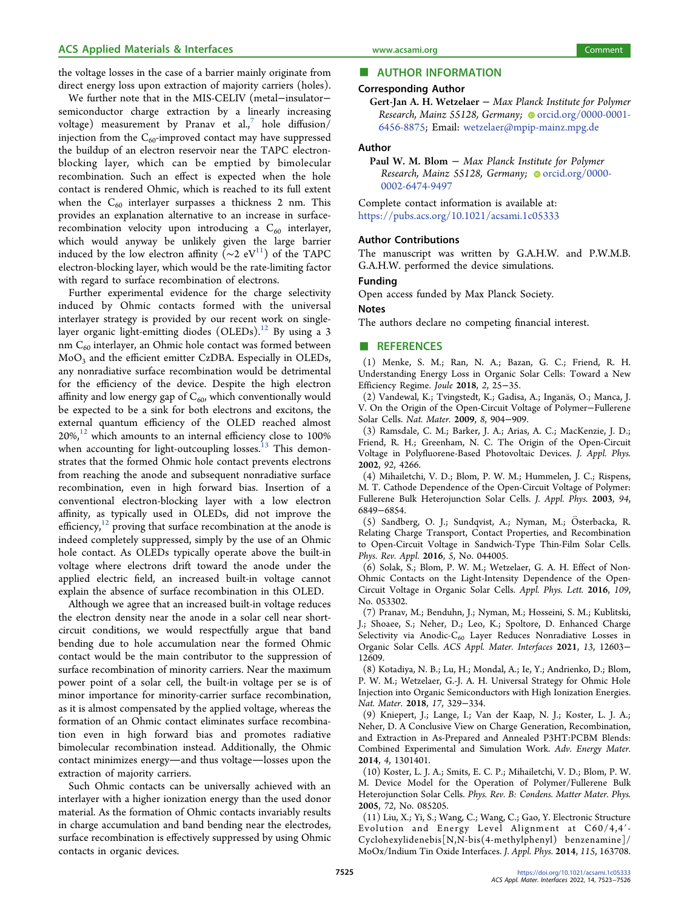the voltage losses in the case of a barrier mainly originate from direct energy loss upon extraction of majority carriers (holes).

We further note that in the MIS-CELIV (metal−insulator−semiconductor charge extraction by a linearly increasing voltage) measurement by Pranav et al.,[7] hole diffusion/injection from the $C_{60}$-improved contact may have suppressed the buildup of an electron reservoir near the TAPC electron-blocking layer, which can be emptied by bimolecular recombination. Such an effect is expected when the hole contact is rendered Ohmic, which is reached to its full extent when the $C_{60}$ interlayer surpasses a thickness 2 nm. This provides an explanation alternative to an increase in surface-recombination velocity upon introducing a $C_{60}$ interlayer, which would anyway be unlikely given the large barrier induced by the low electron affinity (~2 eV[11]) of the TAPC electron-blocking layer, which would be the rate-limiting factor with regard to surface recombination of electrons.

Further experimental evidence for the charge selectivity induced by Ohmic contacts formed with the universal interlayer strategy is provided by our recent work on single-layer organic light-emitting diodes (OLEDs).[12] By using a 3 nm $C_{60}$ interlayer, an Ohmic hole contact was formed between $MoO_3$ and the efficient emitter CzDBA. Especially in OLEDs, any nonradiative surface recombination would be detrimental for the efficiency of the device. Despite the high electron affinity and low energy gap of $C_{60}$, which conventionally would be expected to be a sink for both electrons and excitons, the external quantum efficiency of the OLED reached almost 20%,[12] which amounts to an internal efficiency close to 100% when accounting for light-outcoupling losses.[13] This demonstrates that the formed Ohmic hole contact prevents electrons from reaching the anode and subsequent nonradiative surface recombination, even in high forward bias. Insertion of a conventional electron-blocking layer with a low electron affinity, as typically used in OLEDs, did not improve the efficiency,[12] proving that surface recombination at the anode is indeed completely suppressed, simply by the use of an Ohmic hole contact. As OLEDs typically operate above the built-in voltage where electrons drift toward the anode under the applied electric field, an increased built-in voltage cannot explain the absence of surface recombination in this OLED.

Although we agree that an increased built-in voltage reduces the electron density near the anode in a solar cell near short-circuit conditions, we would respectfully argue that band bending due to hole accumulation near the formed Ohmic contact would be the main contributor to the suppression of surface recombination of minority carriers. Near the maximum power point of a solar cell, the built-in voltage per se is of minor importance for minority-carrier surface recombination, as it is almost compensated by the applied voltage, whereas the formation of an Ohmic contact eliminates surface recombination even in high forward bias and promotes radiative bimolecular recombination instead. Additionally, the Ohmic contact minimizes energy—and thus voltage—losses upon the extraction of majority carriers.

Such Ohmic contacts can be universally achieved with an interlayer with a higher ionization energy than the used donor material. As the formation of Ohmic contacts invariably results in charge accumulation and band bending near the electrodes, surface recombination is effectively suppressed by using Ohmic contacts in organic devices.

## AUTHOR INFORMATION

### Corresponding Author

**Gert-Jan A. H. Wetzelaer** − *Max Planck Institute for Polymer Research, Mainz 55128, Germany;* orcid.org/0000-0001-6456-8875; Email: wetzelaer@mpip-mainz.mpg.de

### Author

**Paul W. M. Blom** − *Max Planck Institute for Polymer Research, Mainz 55128, Germany;* orcid.org/0000-0002-6474-9497

Complete contact information is available at: https://pubs.acs.org/10.1021/acsami.1c05333

### Author Contributions

The manuscript was written by G.A.H.W. and P.W.M.B. G.A.H.W. performed the device simulations.

### Funding

Open access funded by Max Planck Society.

### Notes

The authors declare no competing financial interest.

## REFERENCES

(1) Menke, S. M.; Ran, N. A.; Bazan, G. C.; Friend, R. H. Understanding Energy Loss in Organic Solar Cells: Toward a New Efficiency Regime. *Joule* **2018**, *2*, 25−35.

(2) Vandewal, K.; Tvingstedt, K.; Gadisa, A.; Inganäs, O.; Manca, J. V. On the Origin of the Open-Circuit Voltage of Polymer−Fullerene Solar Cells. *Nat. Mater.* **2009**, *8*, 904−909.

(3) Ramsdale, C. M.; Barker, J. A.; Arias, A. C.; MacKenzie, J. D.; Friend, R. H.; Greenham, N. C. The Origin of the Open-Circuit Voltage in Polyfluorene-Based Photovoltaic Devices. *J. Appl. Phys.* **2002**, *92*, 4266.

(4) Mihailetchi, V. D.; Blom, P. W. M.; Hummelen, J. C.; Rispens, M. T. Cathode Dependence of the Open-Circuit Voltage of Polymer: Fullerene Bulk Heterojunction Solar Cells. *J. Appl. Phys.* **2003**, *94*, 6849−6854.

(5) Sandberg, O. J.; Sundqvist, A.; Nyman, M.; Österbacka, R. Relating Charge Transport, Contact Properties, and Recombination to Open-Circuit Voltage in Sandwich-Type Thin-Film Solar Cells. *Phys. Rev. Appl.* **2016**, *5*, No. 044005.

(6) Solak, S.; Blom, P. W. M.; Wetzelaer, G. A. H. Effect of Non-Ohmic Contacts on the Light-Intensity Dependence of the Open-Circuit Voltage in Organic Solar Cells. *Appl. Phys. Lett.* **2016**, *109*, No. 053302.

(7) Pranav, M.; Benduhn, J.; Nyman, M.; Hosseini, S. M.; Kublitski, J.; Shoaee, S.; Neher, D.; Leo, K.; Spoltore, D. Enhanced Charge Selectivity via Anodic-$C_{60}$ Layer Reduces Nonradiative Losses in Organic Solar Cells. *ACS Appl. Mater. Interfaces* **2021**, *13*, 12603−12609.

(8) Kotadiya, N. B.; Lu, H.; Mondal, A.; Ie, Y.; Andrienko, D.; Blom, P. W. M.; Wetzelaer, G.-J. A. H. Universal Strategy for Ohmic Hole Injection into Organic Semiconductors with High Ionization Energies. *Nat. Mater.* **2018**, *17*, 329−334.

(9) Kniepert, J.; Lange, I.; Van der Kaap, N. J.; Koster, L. J. A.; Neher, D. A Conclusive View on Charge Generation, Recombination, and Extraction in As-Prepared and Annealed P3HT:PCBM Blends: Combined Experimental and Simulation Work. *Adv. Energy Mater.* **2014**, *4*, 1301401.

(10) Koster, L. J. A.; Smits, E. C. P.; Mihailetchi, V. D.; Blom, P. W. M. Device Model for the Operation of Polymer/Fullerene Bulk Heterojunction Solar Cells. *Phys. Rev. B: Condens. Matter Mater. Phys.* **2005**, *72*, No. 085205.

(11) Liu, X.; Yi, S.; Wang, C.; Wang, C.; Gao, Y. Electronic Structure Evolution and Energy Level Alignment at C60/4,4′-Cyclohexylidenebis[N,N-bis(4-methylphenyl) benzenamine]/MoOx/Indium Tin Oxide Interfaces. *J. Appl. Phys.* **2014**, *115*, 163708.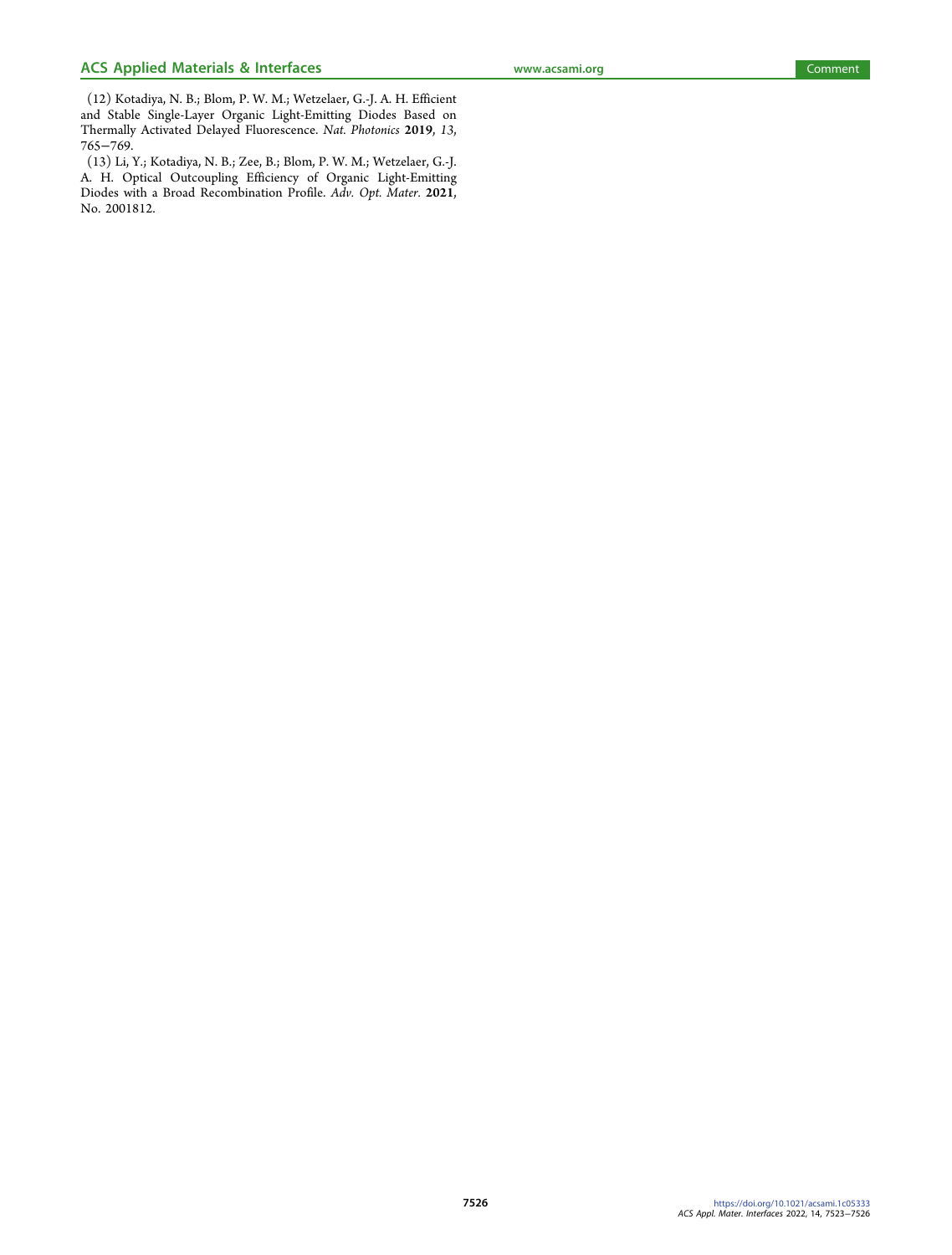(12) Kotadiya, N. B.; Blom, P. W. M.; Wetzelaer, G.-J. A. H. Efficient and Stable Single-Layer Organic Light-Emitting Diodes Based on Thermally Activated Delayed Fluorescence. *Nat. Photonics* **2019**, *13*, 765−769.

(13) Li, Y.; Kotadiya, N. B.; Zee, B.; Blom, P. W. M.; Wetzelaer, G.-J. A. H. Optical Outcoupling Efficiency of Organic Light-Emitting Diodes with a Broad Recombination Profile. *Adv. Opt. Mater.* **2021**, No. 2001812.